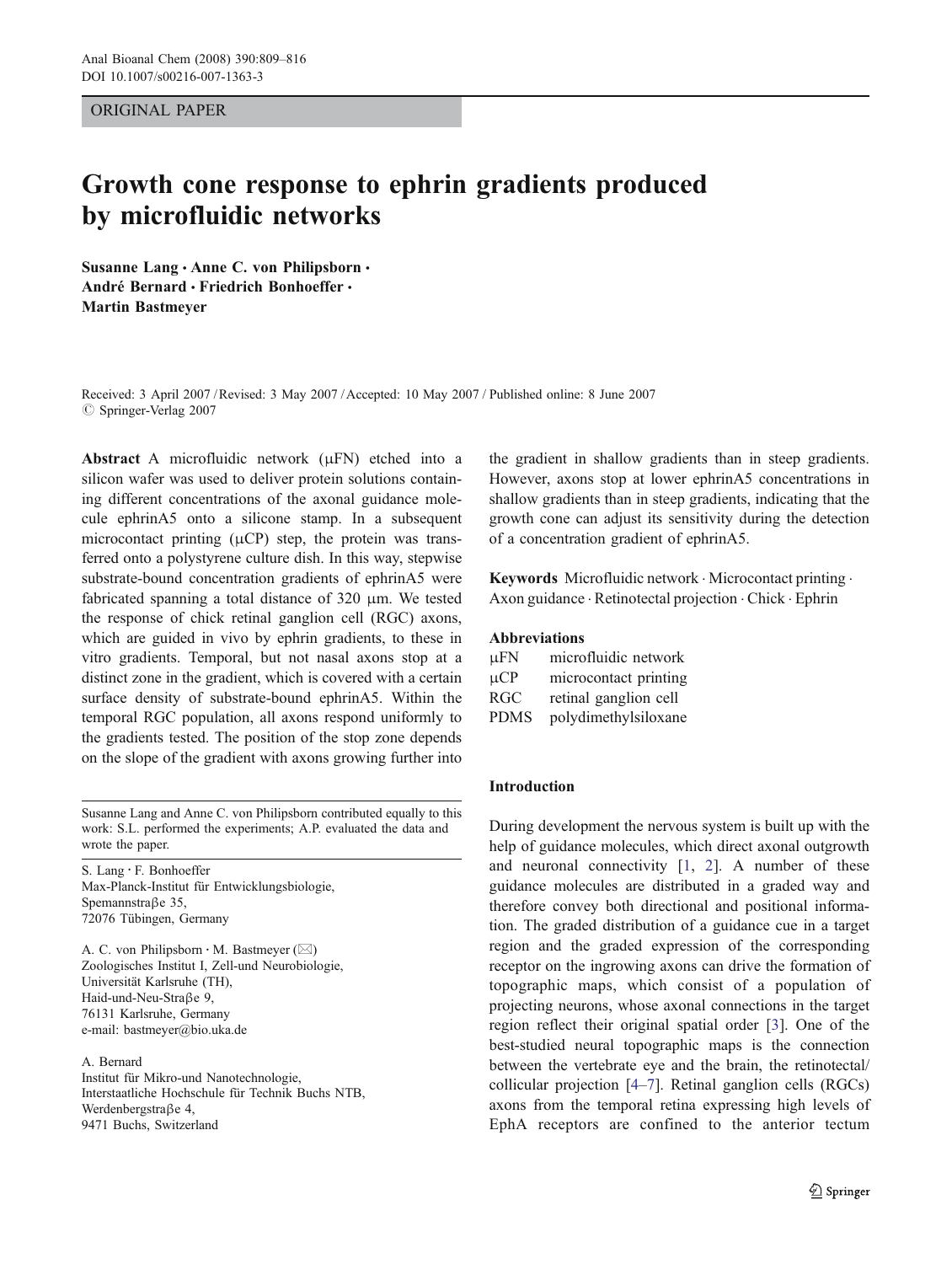ORIGINAL PAPER

# Growth cone response to ephrin gradients produced by microfluidic networks

**Susanne Lang · Anne C. von Philipsborn · André Bernard · Friedrich Bonhoeffer · Martin Bastmeyer**

Received: 3 April 2007 / Revised: 3 May 2007 / Accepted: 10 May 2007 / Published online: 8 June 2007
© Springer-Verlag 2007

**Abstract** A microfluidic network (μFN) etched into a silicon wafer was used to deliver protein solutions containing different concentrations of the axonal guidance molecule ephrinA5 onto a silicone stamp. In a subsequent microcontact printing (μCP) step, the protein was transferred onto a polystyrene culture dish. In this way, stepwise substrate-bound concentration gradients of ephrinA5 were fabricated spanning a total distance of 320 μm. We tested the response of chick retinal ganglion cell (RGC) axons, which are guided in vivo by ephrin gradients, to these in vitro gradients. Temporal, but not nasal axons stop at a distinct zone in the gradient, which is covered with a certain surface density of substrate-bound ephrinA5. Within the temporal RGC population, all axons respond uniformly to the gradients tested. The position of the stop zone depends on the slope of the gradient with axons growing further into the gradient in shallow gradients than in steep gradients. However, axons stop at lower ephrinA5 concentrations in shallow gradients than in steep gradients, indicating that the growth cone can adjust its sensitivity during the detection of a concentration gradient of ephrinA5.

**Keywords** Microfluidic network · Microcontact printing · Axon guidance · Retinotectal projection · Chick · Ephrin

**Abbreviations**

| | |
|---|---|
| μFN | microfluidic network |
| μCP | microcontact printing |
| RGC | retinal ganglion cell |
| PDMS | polydimethylsiloxane |

Susanne Lang and Anne C. von Philipsborn contributed equally to this work: S.L. performed the experiments; A.P. evaluated the data and wrote the paper.

S. Lang · F. Bonhoeffer
Max-Planck-Institut für Entwicklungsbiologie,
Spemannstraβe 35,
72076 Tübingen, Germany

A. C. von Philipsborn · M. Bastmeyer (✉)
Zoologisches Institut I, Zell-und Neurobiologie,
Universität Karlsruhe (TH),
Haid-und-Neu-Straβe 9,
76131 Karlsruhe, Germany
e-mail: bastmeyer@bio.uka.de

A. Bernard
Institut für Mikro-und Nanotechnologie,
Interstaatliche Hochschule für Technik Buchs NTB,
Werdenbergstraβe 4,
9471 Buchs, Switzerland

## Introduction

During development the nervous system is built up with the help of guidance molecules, which direct axonal outgrowth and neuronal connectivity [1, 2]. A number of these guidance molecules are distributed in a graded way and therefore convey both directional and positional information. The graded distribution of a guidance cue in a target region and the graded expression of the corresponding receptor on the ingrowing axons can drive the formation of topographic maps, which consist of a population of projecting neurons, whose axonal connections in the target region reflect their original spatial order [3]. One of the best-studied neural topographic maps is the connection between the vertebrate eye and the brain, the retinotectal/collicular projection [4–7]. Retinal ganglion cells (RGCs) axons from the temporal retina expressing high levels of EphA receptors are confined to the anterior tectum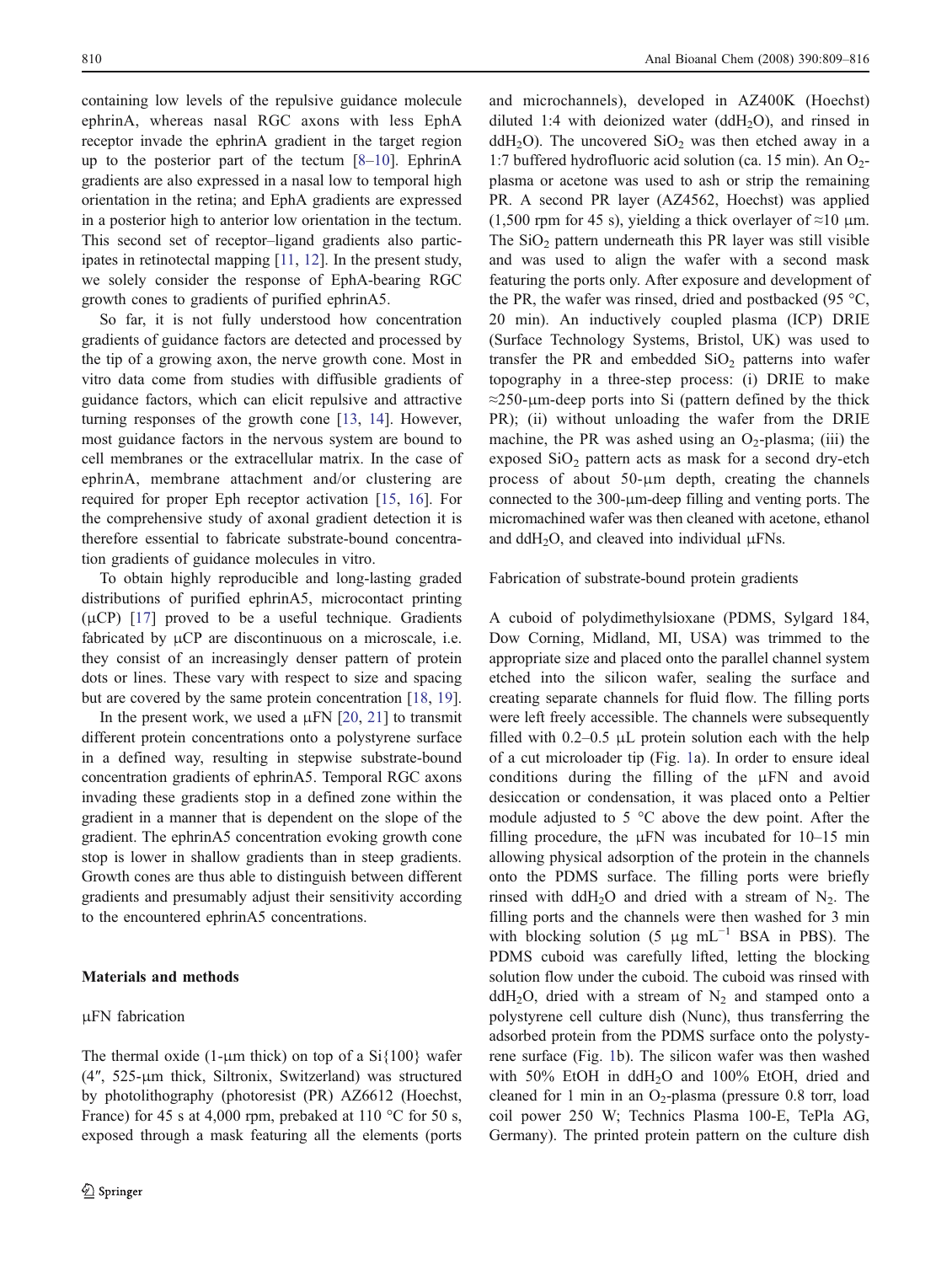containing low levels of the repulsive guidance molecule ephrinA, whereas nasal RGC axons with less EphA receptor invade the ephrinA gradient in the target region up to the posterior part of the tectum [8–10]. EphrinA gradients are also expressed in a nasal low to temporal high orientation in the retina; and EphA gradients are expressed in a posterior high to anterior low orientation in the tectum. This second set of receptor–ligand gradients also participates in retinotectal mapping [11, 12]. In the present study, we solely consider the response of EphA-bearing RGC growth cones to gradients of purified ephrinA5.

So far, it is not fully understood how concentration gradients of guidance factors are detected and processed by the tip of a growing axon, the nerve growth cone. Most in vitro data come from studies with diffusible gradients of guidance factors, which can elicit repulsive and attractive turning responses of the growth cone [13, 14]. However, most guidance factors in the nervous system are bound to cell membranes or the extracellular matrix. In the case of ephrinA, membrane attachment and/or clustering are required for proper Eph receptor activation [15, 16]. For the comprehensive study of axonal gradient detection it is therefore essential to fabricate substrate-bound concentration gradients of guidance molecules in vitro.

To obtain highly reproducible and long-lasting graded distributions of purified ephrinA5, microcontact printing (μCP) [17] proved to be a useful technique. Gradients fabricated by μCP are discontinuous on a microscale, i.e. they consist of an increasingly denser pattern of protein dots or lines. These vary with respect to size and spacing but are covered by the same protein concentration [18, 19].

In the present work, we used a μFN [20, 21] to transmit different protein concentrations onto a polystyrene surface in a defined way, resulting in stepwise substrate-bound concentration gradients of ephrinA5. Temporal RGC axons invading these gradients stop in a defined zone within the gradient in a manner that is dependent on the slope of the gradient. The ephrinA5 concentration evoking growth cone stop is lower in shallow gradients than in steep gradients. Growth cones are thus able to distinguish between different gradients and presumably adjust their sensitivity according to the encountered ephrinA5 concentrations.

## Materials and methods

### μFN fabrication

The thermal oxide (1-μm thick) on top of a Si{100} wafer (4″, 525-μm thick, Siltronix, Switzerland) was structured by photolithography (photoresist (PR) AZ6612 (Hoechst, France) for 45 s at 4,000 rpm, prebaked at 110 °C for 50 s, exposed through a mask featuring all the elements (ports and microchannels), developed in AZ400K (Hoechst) diluted 1:4 with deionized water ($ddH_2O$), and rinsed in $ddH_2O$). The uncovered $SiO_2$ was then etched away in a 1:7 buffered hydrofluoric acid solution (ca. 15 min). An $O_2$-plasma or acetone was used to ash or strip the remaining PR. A second PR layer (AZ4562, Hoechst) was applied (1,500 rpm for 45 s), yielding a thick overlayer of ≈10 μm. The $SiO_2$ pattern underneath this PR layer was still visible and was used to align the wafer with a second mask featuring the ports only. After exposure and development of the PR, the wafer was rinsed, dried and postbacked (95 °C, 20 min). An inductively coupled plasma (ICP) DRIE (Surface Technology Systems, Bristol, UK) was used to transfer the PR and embedded $SiO_2$ patterns into wafer topography in a three-step process: (i) DRIE to make ≈250-μm-deep ports into Si (pattern defined by the thick PR); (ii) without unloading the wafer from the DRIE machine, the PR was ashed using an $O_2$-plasma; (iii) the exposed $SiO_2$ pattern acts as mask for a second dry-etch process of about 50-μm depth, creating the channels connected to the 300-μm-deep filling and venting ports. The micromachined wafer was then cleaned with acetone, ethanol and $ddH_2O$, and cleaved into individual μFNs.

### Fabrication of substrate-bound protein gradients

A cuboid of polydimethylsiloxane (PDMS, Sylgard 184, Dow Corning, Midland, MI, USA) was trimmed to the appropriate size and placed onto the parallel channel system etched into the silicon wafer, sealing the surface and creating separate channels for fluid flow. The filling ports were left freely accessible. The channels were subsequently filled with 0.2–0.5 μL protein solution each with the help of a cut microloader tip (Fig. 1a). In order to ensure ideal conditions during the filling of the μFN and avoid desiccation or condensation, it was placed onto a Peltier module adjusted to 5 °C above the dew point. After the filling procedure, the μFN was incubated for 10–15 min allowing physical adsorption of the protein in the channels onto the PDMS surface. The filling ports were briefly rinsed with $ddH_2O$ and dried with a stream of $N_2$. The filling ports and the channels were then washed for 3 min with blocking solution (5 μg $mL^{-1}$ BSA in PBS). The PDMS cuboid was carefully lifted, letting the blocking solution flow under the cuboid. The cuboid was rinsed with $ddH_2O$, dried with a stream of $N_2$ and stamped onto a polystyrene cell culture dish (Nunc), thus transferring the adsorbed protein from the PDMS surface onto the polystyrene surface (Fig. 1b). The silicon wafer was then washed with 50% EtOH in $ddH_2O$ and 100% EtOH, dried and cleaned for 1 min in an $O_2$-plasma (pressure 0.8 torr, load coil power 250 W; Technics Plasma 100-E, TePla AG, Germany). The printed protein pattern on the culture dish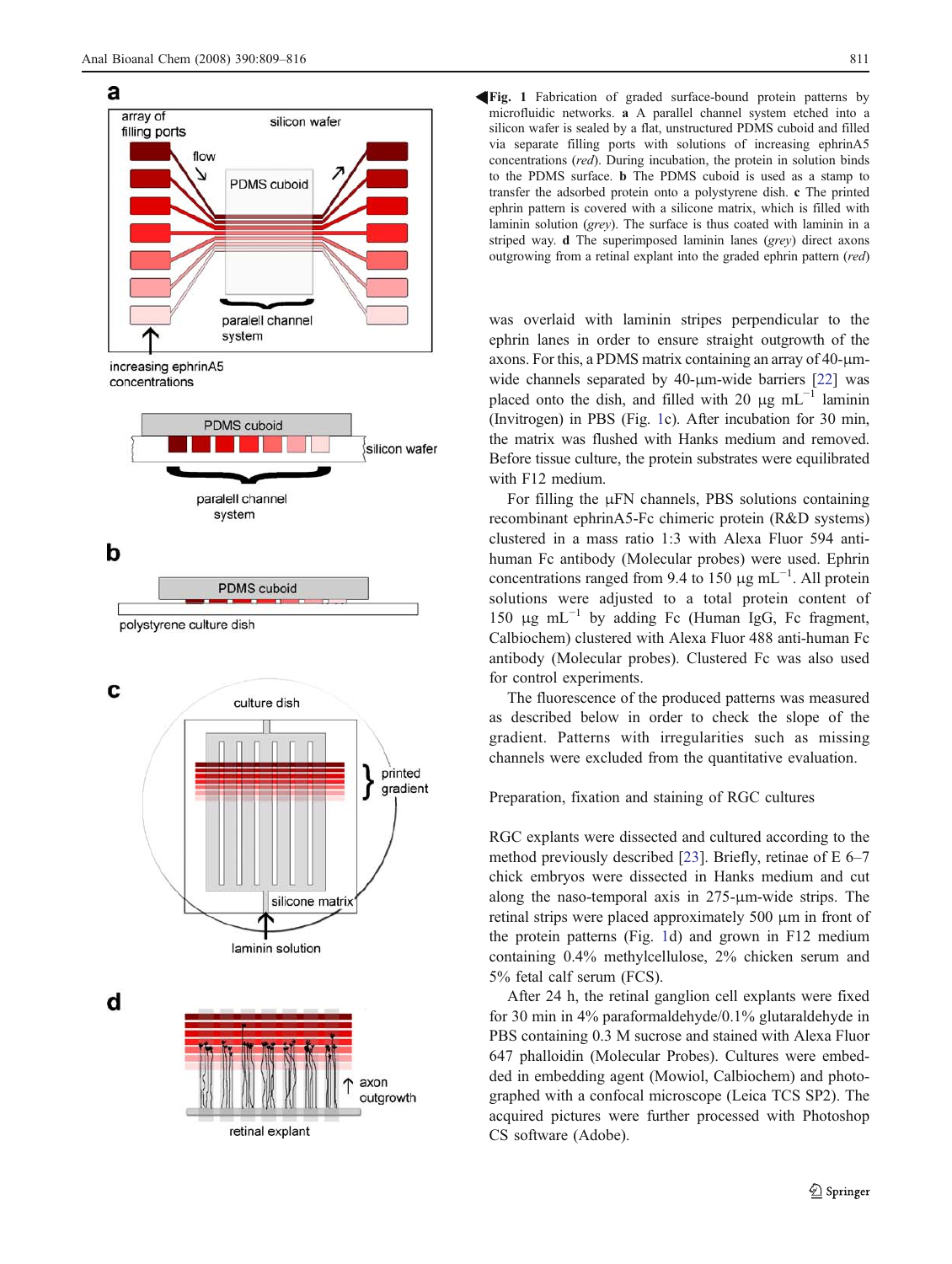**Fig. 1** Fabrication of graded surface-bound protein patterns by microfluidic networks. **a** A parallel channel system etched into a silicon wafer is sealed by a flat, unstructured PDMS cuboid and filled via separate filling ports with solutions of increasing ephrinA5 concentrations (*red*). During incubation, the protein in solution binds to the PDMS surface. **b** The PDMS cuboid is used as a stamp to transfer the adsorbed protein onto a polystyrene dish. **c** The printed ephrin pattern is covered with a silicone matrix, which is filled with laminin solution (*grey*). The surface is thus coated with laminin in a striped way. **d** The superimposed laminin lanes (*grey*) direct axons outgrowing from a retinal explant into the graded ephrin pattern (*red*)

was overlaid with laminin stripes perpendicular to the ephrin lanes in order to ensure straight outgrowth of the axons. For this, a PDMS matrix containing an array of 40-μm-wide channels separated by 40-μm-wide barriers [22] was placed onto the dish, and filled with 20 μg mL$^{-1}$ laminin (Invitrogen) in PBS (Fig. 1c). After incubation for 30 min, the matrix was flushed with Hanks medium and removed. Before tissue culture, the protein substrates were equilibrated with F12 medium.

For filling the μFN channels, PBS solutions containing recombinant ephrinA5-Fc chimeric protein (R&D systems) clustered in a mass ratio 1:3 with Alexa Fluor 594 anti-human Fc antibody (Molecular probes) were used. Ephrin concentrations ranged from 9.4 to 150 μg mL$^{-1}$. All protein solutions were adjusted to a total protein content of 150 μg mL$^{-1}$ by adding Fc (Human IgG, Fc fragment, Calbiochem) clustered with Alexa Fluor 488 anti-human Fc antibody (Molecular probes). Clustered Fc was also used for control experiments.

The fluorescence of the produced patterns was measured as described below in order to check the slope of the gradient. Patterns with irregularities such as missing channels were excluded from the quantitative evaluation.

## Preparation, fixation and staining of RGC cultures

RGC explants were dissected and cultured according to the method previously described [23]. Briefly, retinae of E 6–7 chick embryos were dissected in Hanks medium and cut along the naso-temporal axis in 275-μm-wide strips. The retinal strips were placed approximately 500 μm in front of the protein patterns (Fig. 1d) and grown in F12 medium containing 0.4% methylcellulose, 2% chicken serum and 5% fetal calf serum (FCS).

After 24 h, the retinal ganglion cell explants were fixed for 30 min in 4% paraformaldehyde/0.1% glutaraldehyde in PBS containing 0.3 M sucrose and stained with Alexa Fluor 647 phalloidin (Molecular Probes). Cultures were embedded in embedding agent (Mowiol, Calbiochem) and photographed with a confocal microscope (Leica TCS SP2). The acquired pictures were further processed with Photoshop CS software (Adobe).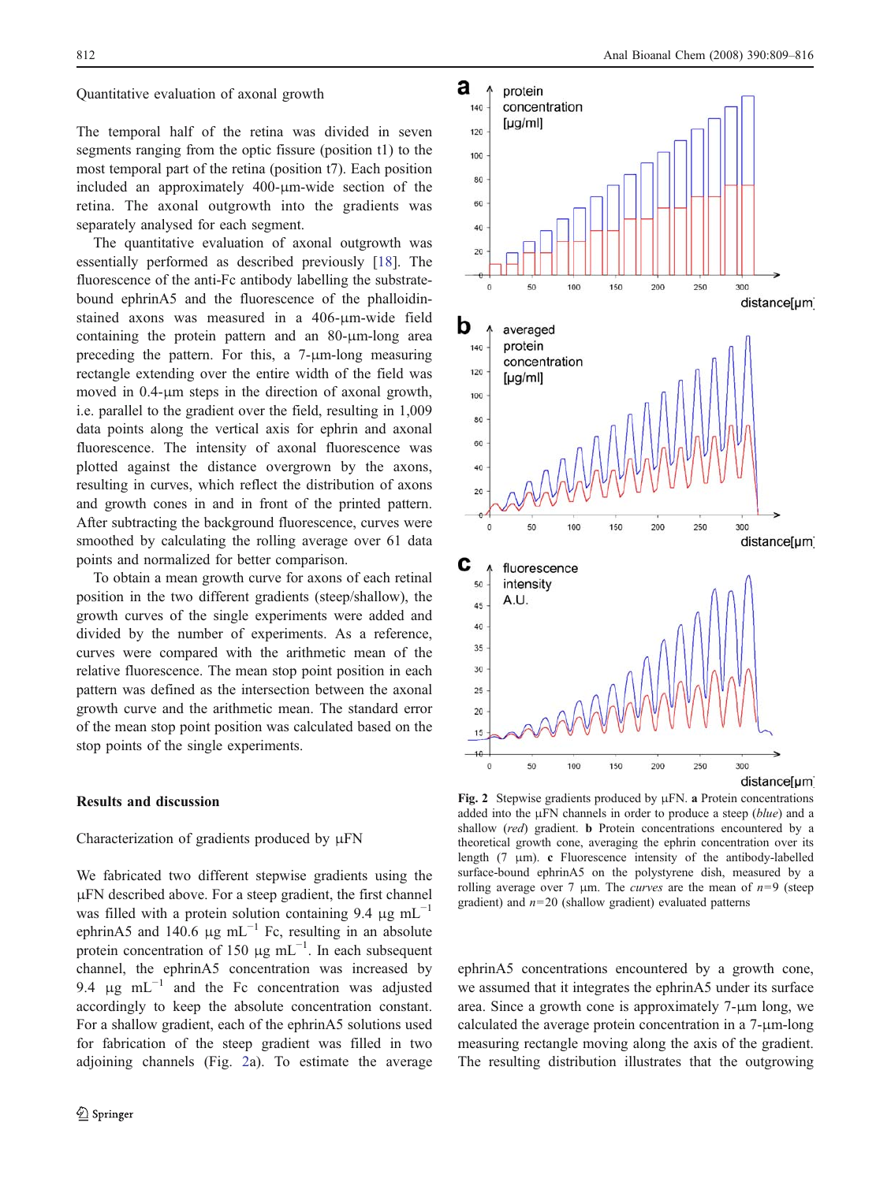Quantitative evaluation of axonal growth

The temporal half of the retina was divided in seven segments ranging from the optic fissure (position t1) to the most temporal part of the retina (position t7). Each position included an approximately 400-μm-wide section of the retina. The axonal outgrowth into the gradients was separately analysed for each segment.

The quantitative evaluation of axonal outgrowth was essentially performed as described previously [18]. The fluorescence of the anti-Fc antibody labelling the substrate-bound ephrinA5 and the fluorescence of the phalloidin-stained axons was measured in a 406-μm-wide field containing the protein pattern and an 80-μm-long area preceding the pattern. For this, a 7-μm-long measuring rectangle extending over the entire width of the field was moved in 0.4-μm steps in the direction of axonal growth, i.e. parallel to the gradient over the field, resulting in 1,009 data points along the vertical axis for ephrin and axonal fluorescence. The intensity of axonal fluorescence was plotted against the distance overgrown by the axons, resulting in curves, which reflect the distribution of axons and growth cones in and in front of the printed pattern. After subtracting the background fluorescence, curves were smoothed by calculating the rolling average over 61 data points and normalized for better comparison.

To obtain a mean growth curve for axons of each retinal position in the two different gradients (steep/shallow), the growth curves of the single experiments were added and divided by the number of experiments. As a reference, curves were compared with the arithmetic mean of the relative fluorescence. The mean stop point position in each pattern was defined as the intersection between the axonal growth curve and the arithmetic mean. The standard error of the mean stop point position was calculated based on the stop points of the single experiments.

## Results and discussion

### Characterization of gradients produced by μFN

We fabricated two different stepwise gradients using the μFN described above. For a steep gradient, the first channel was filled with a protein solution containing 9.4 μg $mL^{-1}$ ephrinA5 and 140.6 μg $mL^{-1}$ Fc, resulting in an absolute protein concentration of 150 μg $mL^{-1}$. In each subsequent channel, the ephrinA5 concentration was increased by 9.4 μg $mL^{-1}$ and the Fc concentration was adjusted accordingly to keep the absolute concentration constant. For a shallow gradient, each of the ephrinA5 solutions used for fabrication of the steep gradient was filled in two adjoining channels (Fig. 2a). To estimate the average ephrinA5 concentrations encountered by a growth cone, we assumed that it integrates the ephrinA5 under its surface area. Since a growth cone is approximately 7-μm long, we calculated the average protein concentration in a 7-μm-long measuring rectangle moving along the axis of the gradient. The resulting distribution illustrates that the outgrowing

**Fig. 2** Stepwise gradients produced by μFN. **a** Protein concentrations added into the μFN channels in order to produce a steep (*blue*) and a shallow (*red*) gradient. **b** Protein concentrations encountered by a theoretical growth cone, averaging the ephrin concentration over its length (7 μm). **c** Fluorescence intensity of the antibody-labelled surface-bound ephrinA5 on the polystyrene dish, measured by a rolling average over 7 μm. The *curves* are the mean of $n$=9 (steep gradient) and $n$=20 (shallow gradient) evaluated patterns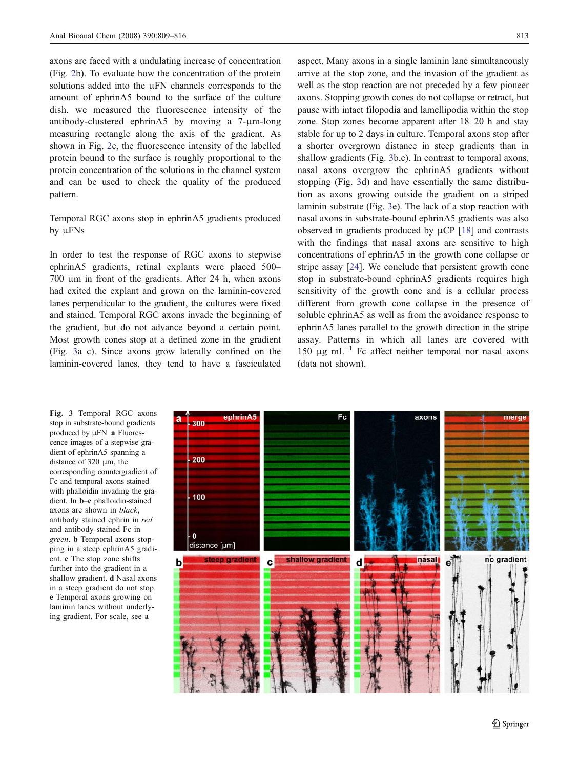axons are faced with a undulating increase of concentration (Fig. 2b). To evaluate how the concentration of the protein solutions added into the μFN channels corresponds to the amount of ephrinA5 bound to the surface of the culture dish, we measured the fluorescence intensity of the antibody-clustered ephrinA5 by moving a 7-μm-long measuring rectangle along the axis of the gradient. As shown in Fig. 2c, the fluorescence intensity of the labelled protein bound to the surface is roughly proportional to the protein concentration of the solutions in the channel system and can be used to check the quality of the produced pattern.

### Temporal RGC axons stop in ephrinA5 gradients produced by μFNs

In order to test the response of RGC axons to stepwise ephrinA5 gradients, retinal explants were placed 500–700 μm in front of the gradients. After 24 h, when axons had exited the explant and grown on the laminin-covered lanes perpendicular to the gradient, the cultures were fixed and stained. Temporal RGC axons invade the beginning of the gradient, but do not advance beyond a certain point. Most growth cones stop at a defined zone in the gradient (Fig. 3a–c). Since axons grow laterally confined on the laminin-covered lanes, they tend to have a fasciculated aspect. Many axons in a single laminin lane simultaneously arrive at the stop zone, and the invasion of the gradient as well as the stop reaction are not preceded by a few pioneer axons. Stopping growth cones do not collapse or retract, but pause with intact filopodia and lamellipodia within the stop zone. Stop zones become apparent after 18–20 h and stay stable for up to 2 days in culture. Temporal axons stop after a shorter overgrown distance in steep gradients than in shallow gradients (Fig. 3b,c). In contrast to temporal axons, nasal axons overgrow the ephrinA5 gradients without stopping (Fig. 3d) and have essentially the same distribution as axons growing outside the gradient on a striped laminin substrate (Fig. 3e). The lack of a stop reaction with nasal axons in substrate-bound ephrinA5 gradients was also observed in gradients produced by μCP [18] and contrasts with the findings that nasal axons are sensitive to high concentrations of ephrinA5 in the growth cone collapse or stripe assay [24]. We conclude that persistent growth cone stop in substrate-bound ephrinA5 gradients requires high sensitivity of the growth cone and is a cellular process different from growth cone collapse in the presence of soluble ephrinA5 as well as from the avoidance response to ephrinA5 lanes parallel to the growth direction in the stripe assay. Patterns in which all lanes are covered with 150 μg mL$^{-1}$ Fc affect neither temporal nor nasal axons (data not shown).

**Fig. 3** Temporal RGC axons stop in substrate-bound gradients produced by μFN. **a** Fluorescence images of a stepwise gradient of ephrinA5 spanning a distance of 320 μm, the corresponding countergradient of Fc and temporal axons stained with phalloidin invading the gradient. In **b**–**e** phalloidin-stained axons are shown in *black*, antibody stained ephrin in *red* and antibody stained Fc in *green*. **b** Temporal axons stopping in a steep ephrinA5 gradient. **c** The stop zone shifts further into the gradient in a shallow gradient. **d** Nasal axons in a steep gradient do not stop. **e** Temporal axons growing on laminin lanes without underlying gradient. For scale, see **a**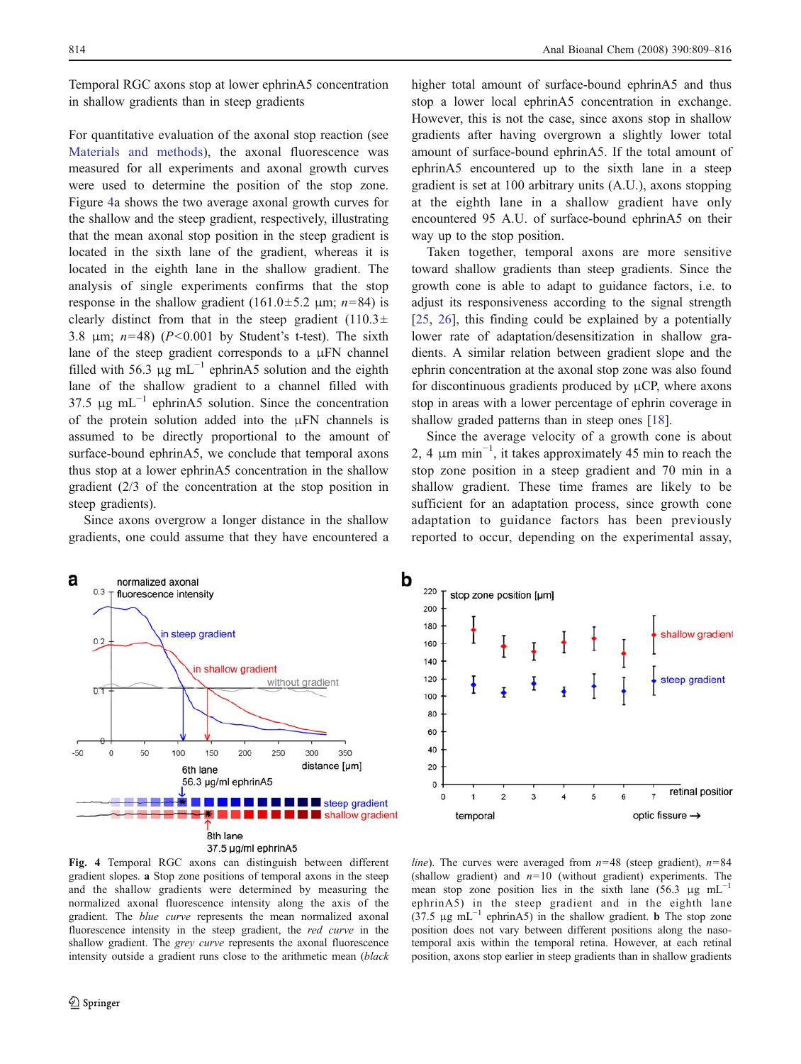Temporal RGC axons stop at lower ephrinA5 concentration in shallow gradients than in steep gradients

For quantitative evaluation of the axonal stop reaction (see Materials and methods), the axonal fluorescence was measured for all experiments and axonal growth curves were used to determine the position of the stop zone. Figure 4a shows the two average axonal growth curves for the shallow and the steep gradient, respectively, illustrating that the mean axonal stop position in the steep gradient is located in the sixth lane of the gradient, whereas it is located in the eighth lane in the shallow gradient. The analysis of single experiments confirms that the stop response in the shallow gradient (161.0±5.2 μm; $n$=84) is clearly distinct from that in the steep gradient (110.3± 3.8 μm; $n$=48) ($P$<0.001 by Student's t-test). The sixth lane of the steep gradient corresponds to a μFN channel filled with 56.3 μg mL$^{-1}$ ephrinA5 solution and the eighth lane of the shallow gradient to a channel filled with 37.5 μg mL$^{-1}$ ephrinA5 solution. Since the concentration of the protein solution added into the μFN channels is assumed to be directly proportional to the amount of surface-bound ephrinA5, we conclude that temporal axons thus stop at a lower ephrinA5 concentration in the shallow gradient (2/3 of the concentration at the stop position in steep gradients).

Since axons overgrow a longer distance in the shallow gradients, one could assume that they have encountered a higher total amount of surface-bound ephrinA5 and thus stop a lower local ephrinA5 concentration in exchange. However, this is not the case, since axons stop in shallow gradients after having overgrown a slightly lower total amount of surface-bound ephrinA5. If the total amount of ephrinA5 encountered up to the sixth lane in a steep gradient is set at 100 arbitrary units (A.U.), axons stopping at the eighth lane in a shallow gradient have only encountered 95 A.U. of surface-bound ephrinA5 on their way up to the stop position.

Taken together, temporal axons are more sensitive toward shallow gradients than steep gradients. Since the growth cone is able to adapt to guidance factors, i.e. to adjust its responsiveness according to the signal strength [25, 26], this finding could be explained by a potentially lower rate of adaptation/desensitization in shallow gradients. A similar relation between gradient slope and the ephrin concentration at the axonal stop zone was also found for discontinuous gradients produced by μCP, where axons stop in areas with a lower percentage of ephrin coverage in shallow graded patterns than in steep ones [18].

Since the average velocity of a growth cone is about 2, 4 μm min$^{-1}$, it takes approximately 45 min to reach the stop zone position in a steep gradient and 70 min in a shallow gradient. These time frames are likely to be sufficient for an adaptation process, since growth cone adaptation to guidance factors has been previously reported to occur, depending on the experimental assay,

**Fig. 4** Temporal RGC axons can distinguish between different gradient slopes. **a** Stop zone positions of temporal axons in the steep and the shallow gradients were determined by measuring the normalized axonal fluorescence intensity along the axis of the gradient. The *blue curve* represents the mean normalized axonal fluorescence intensity in the steep gradient, the *red curve* in the shallow gradient. The *grey curve* represents the axonal fluorescence intensity outside a gradient runs close to the arithmetic mean (*black line*). The curves were averaged from $n$=48 (steep gradient), $n$=84 (shallow gradient) and $n$=10 (without gradient) experiments. The mean stop zone position lies in the sixth lane (56.3 μg mL$^{-1}$ ephrinA5) in the steep gradient and in the eighth lane (37.5 μg mL$^{-1}$ ephrinA5) in the shallow gradient. **b** The stop zone position does not vary between different positions along the naso-temporal axis within the temporal retina. However, at each retinal position, axons stop earlier in steep gradients than in shallow gradients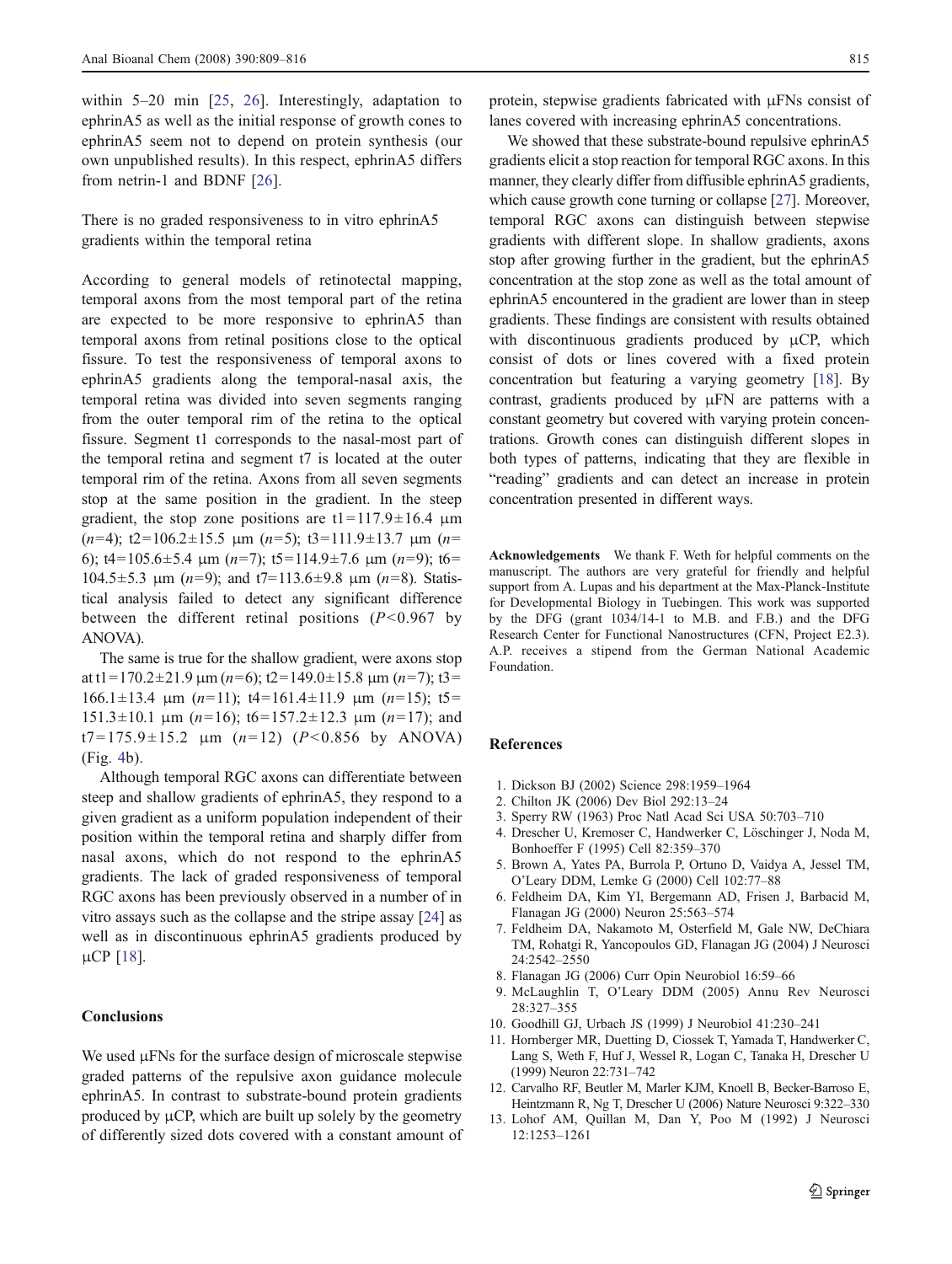within 5–20 min [25, 26]. Interestingly, adaptation to ephrinA5 as well as the initial response of growth cones to ephrinA5 seem not to depend on protein synthesis (our own unpublished results). In this respect, ephrinA5 differs from netrin-1 and BDNF [26].

### There is no graded responsiveness to in vitro ephrinA5 gradients within the temporal retina

According to general models of retinotectal mapping, temporal axons from the most temporal part of the retina are expected to be more responsive to ephrinA5 than temporal axons from retinal positions close to the optical fissure. To test the responsiveness of temporal axons to ephrinA5 gradients along the temporal-nasal axis, the temporal retina was divided into seven segments ranging from the outer temporal rim of the retina to the optical fissure. Segment t1 corresponds to the nasal-most part of the temporal retina and segment t7 is located at the outer temporal rim of the retina. Axons from all seven segments stop at the same position in the gradient. In the steep gradient, the stop zone positions are t1=117.9±16.4 μm ($n$=4); t2=106.2±15.5 μm ($n$=5); t3=111.9±13.7 μm ($n$=6); t4=105.6±5.4 μm ($n$=7); t5=114.9±7.6 μm ($n$=9); t6=104.5±5.3 μm ($n$=9); and t7=113.6±9.8 μm ($n$=8). Statistical analysis failed to detect any significant difference between the different retinal positions ($P$<0.967 by ANOVA).

The same is true for the shallow gradient, were axons stop at t1=170.2±21.9 μm ($n$=6); t2=149.0±15.8 μm ($n$=7); t3=166.1±13.4 μm ($n$=11); t4=161.4±11.9 μm ($n$=15); t5=151.3±10.1 μm ($n$=16); t6=157.2±12.3 μm ($n$=17); and t7=175.9±15.2 μm ($n$=12) ($P$<0.856 by ANOVA) (Fig. 4b).

Although temporal RGC axons can differentiate between steep and shallow gradients of ephrinA5, they respond to a given gradient as a uniform population independent of their position within the temporal retina and sharply differ from nasal axons, which do not respond to the ephrinA5 gradients. The lack of graded responsiveness of temporal RGC axons has been previously observed in a number of in vitro assays such as the collapse and the stripe assay [24] as well as in discontinuous ephrinA5 gradients produced by μCP [18].

## Conclusions

We used μFNs for the surface design of microscale stepwise graded patterns of the repulsive axon guidance molecule ephrinA5. In contrast to substrate-bound protein gradients produced by μCP, which are built up solely by the geometry of differently sized dots covered with a constant amount of protein, stepwise gradients fabricated with μFNs consist of lanes covered with increasing ephrinA5 concentrations.

We showed that these substrate-bound repulsive ephrinA5 gradients elicit a stop reaction for temporal RGC axons. In this manner, they clearly differ from diffusible ephrinA5 gradients, which cause growth cone turning or collapse [27]. Moreover, temporal RGC axons can distinguish between stepwise gradients with different slope. In shallow gradients, axons stop after growing further in the gradient, but the ephrinA5 concentration at the stop zone as well as the total amount of ephrinA5 encountered in the gradient are lower than in steep gradients. These findings are consistent with results obtained with discontinuous gradients produced by μCP, which consist of dots or lines covered with a fixed protein concentration but featuring a varying geometry [18]. By contrast, gradients produced by μFN are patterns with a constant geometry but covered with varying protein concentrations. Growth cones can distinguish different slopes in both types of patterns, indicating that they are flexible in "reading" gradients and can detect an increase in protein concentration presented in different ways.

**Acknowledgements** We thank F. Weth for helpful comments on the manuscript. The authors are very grateful for friendly and helpful support from A. Lupas and his department at the Max-Planck-Institute for Developmental Biology in Tuebingen. This work was supported by the DFG (grant 1034/14-1 to M.B. and F.B.) and the DFG Research Center for Functional Nanostructures (CFN, Project E2.3). A.P. receives a stipend from the German National Academic Foundation.

## References

1. Dickson BJ (2002) Science 298:1959–1964
2. Chilton JK (2006) Dev Biol 292:13–24
3. Sperry RW (1963) Proc Natl Acad Sci USA 50:703–710
4. Drescher U, Kremoser C, Handwerker C, Löschinger J, Noda M, Bonhoeffer F (1995) Cell 82:359–370
5. Brown A, Yates PA, Burrola P, Ortuno D, Vaidya A, Jessel TM, O'Leary DDM, Lemke G (2000) Cell 102:77–88
6. Feldheim DA, Kim YI, Bergemann AD, Frisen J, Barbacid M, Flanagan JG (2000) Neuron 25:563–574
7. Feldheim DA, Nakamoto M, Osterfield M, Gale NW, DeChiara TM, Rohatgi R, Yancopoulos GD, Flanagan JG (2004) J Neurosci 24:2542–2550
8. Flanagan JG (2006) Curr Opin Neurobiol 16:59–66
9. McLaughlin T, O'Leary DDM (2005) Annu Rev Neurosci 28:327–355
10. Goodhill GJ, Urbach JS (1999) J Neurobiol 41:230–241
11. Hornberger MR, Duetting D, Ciossek T, Yamada T, Handwerker C, Lang S, Weth F, Huf J, Wessel R, Logan C, Tanaka H, Drescher U (1999) Neuron 22:731–742
12. Carvalho RF, Beutler M, Marler KJM, Knoell B, Becker-Barroso E, Heintzmann R, Ng T, Drescher U (2006) Nature Neurosci 9:322–330
13. Lohof AM, Quillan M, Dan Y, Poo M (1992) J Neurosci 12:1253–1261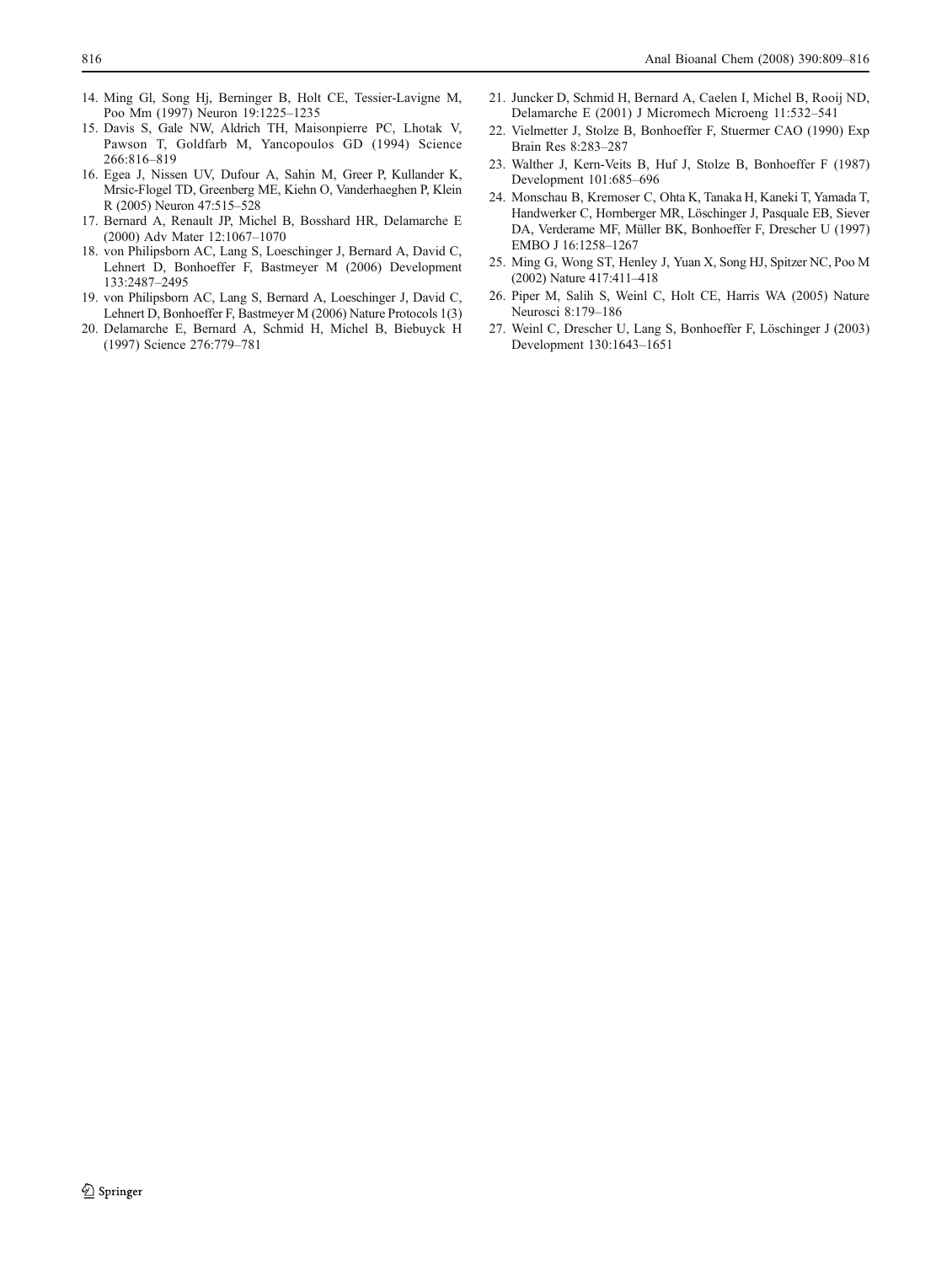14. Ming Gl, Song Hj, Berninger B, Holt CE, Tessier-Lavigne M, Poo Mm (1997) Neuron 19:1225–1235
15. Davis S, Gale NW, Aldrich TH, Maisonpierre PC, Lhotak V, Pawson T, Goldfarb M, Yancopoulos GD (1994) Science 266:816–819
16. Egea J, Nissen UV, Dufour A, Sahin M, Greer P, Kullander K, Mrsic-Flogel TD, Greenberg ME, Kiehn O, Vanderhaeghen P, Klein R (2005) Neuron 47:515–528
17. Bernard A, Renault JP, Michel B, Bosshard HR, Delamarche E (2000) Adv Mater 12:1067–1070
18. von Philipsborn AC, Lang S, Loeschinger J, Bernard A, David C, Lehnert D, Bonhoeffer F, Bastmeyer M (2006) Development 133:2487–2495
19. von Philipsborn AC, Lang S, Bernard A, Loeschinger J, David C, Lehnert D, Bonhoeffer F, Bastmeyer M (2006) Nature Protocols 1(3)
20. Delamarche E, Bernard A, Schmid H, Michel B, Biebuyck H (1997) Science 276:779–781
21. Juncker D, Schmid H, Bernard A, Caelen I, Michel B, Rooij ND, Delamarche E (2001) J Micromech Microeng 11:532–541
22. Vielmetter J, Stolze B, Bonhoeffer F, Stuermer CAO (1990) Exp Brain Res 8:283–287
23. Walther J, Kern-Veits B, Huf J, Stolze B, Bonhoeffer F (1987) Development 101:685–696
24. Monschau B, Kremoser C, Ohta K, Tanaka H, Kaneki T, Yamada T, Handwerker C, Hornberger MR, Löschinger J, Pasquale EB, Siever DA, Verderame MF, Müller BK, Bonhoeffer F, Drescher U (1997) EMBO J 16:1258–1267
25. Ming G, Wong ST, Henley J, Yuan X, Song HJ, Spitzer NC, Poo M (2002) Nature 417:411–418
26. Piper M, Salih S, Weinl C, Holt CE, Harris WA (2005) Nature Neurosci 8:179–186
27. Weinl C, Drescher U, Lang S, Bonhoeffer F, Löschinger J (2003) Development 130:1643–1651